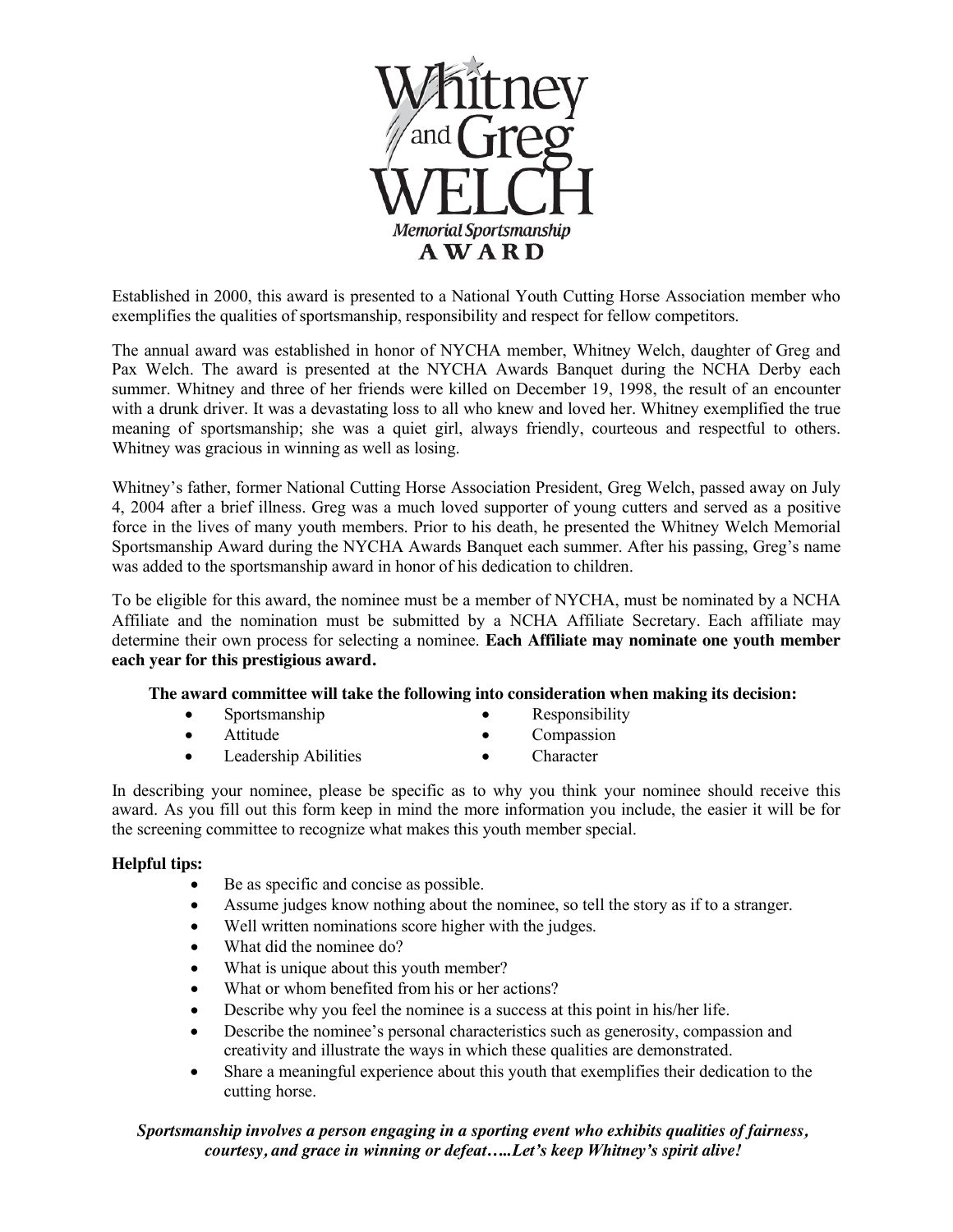# Whitney and Greg WELCH

## Memorial Sportsmanship AWARD

Established in 2000, this award is presented to a National Youth Cutting Horse Association member who exemplifies the qualities of sportsmanship, responsibility and respect for fellow competitors.

The annual award was established in honor of NYCHA member, Whitney Welch, daughter of Greg and Pax Welch. The award is presented at the NYCHA Awards Banquet during the NCHA Derby each summer. Whitney and three of her friends were killed on December 19, 1998, the result of an encounter with a drunk driver. It was a devastating loss to all who knew and loved her. Whitney exemplified the true meaning of sportsmanship; she was a quiet girl, always friendly, courteous and respectful to others. Whitney was gracious in winning as well as losing.

Whitney's father, former National Cutting Horse Association President, Greg Welch, passed away on July 4, 2004 after a brief illness. Greg was a much loved supporter of young cutters and served as a positive force in the lives of many youth members. Prior to his death, he presented the Whitney Welch Memorial Sportsmanship Award during the NYCHA Awards Banquet each summer. After his passing, Greg's name was added to the sportsmanship award in honor of his dedication to children.

To be eligible for this award, the nominee must be a member of NYCHA, must be nominated by a NCHA Affiliate and the nomination must be submitted by a NCHA Affiliate Secretary. Each affiliate may determine their own process for selecting a nominee. **Each Affiliate may nominate one youth member each year for this prestigious award.**

**The award committee will take the following into consideration when making its decision:**

- Sportsmanship
- Responsibility
- Attitude
- Compassion
- Leadership Abilities
- Character

In describing your nominee, please be specific as to why you think your nominee should receive this award. As you fill out this form keep in mind the more information you include, the easier it will be for the screening committee to recognize what makes this youth member special.

**Helpful tips:**

- Be as specific and concise as possible.
- Assume judges know nothing about the nominee, so tell the story as if to a stranger.
- Well written nominations score higher with the judges.
- What did the nominee do?
- What is unique about this youth member?
- What or whom benefited from his or her actions?
- Describe why you feel the nominee is a success at this point in his/her life.
- Describe the nominee's personal characteristics such as generosity, compassion and creativity and illustrate the ways in which these qualities are demonstrated.
- Share a meaningful experience about this youth that exemplifies their dedication to the cutting horse.

***Sportsmanship involves a person engaging in a sporting event who exhibits qualities of fairness, courtesy, and grace in winning or defeat…..Let's keep Whitney's spirit alive!***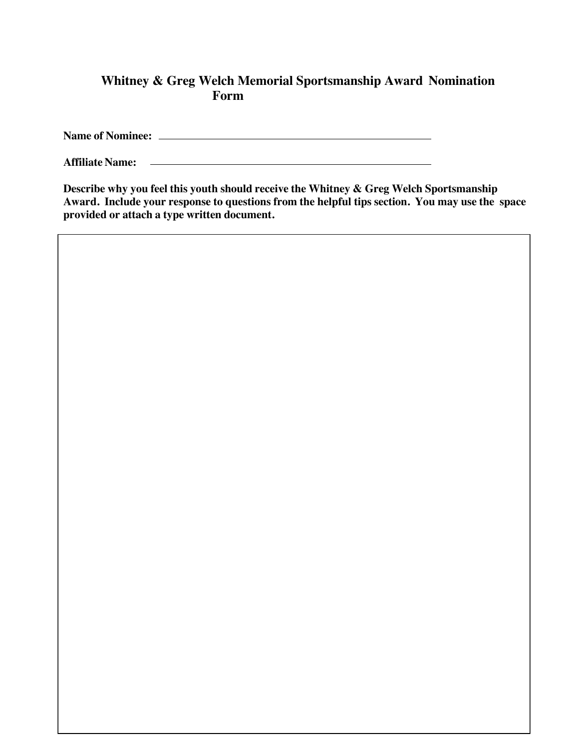# Whitney & Greg Welch Memorial Sportsmanship Award Nomination Form

**Name of Nominee:** ______________________________________________

**Affiliate Name:** ______________________________________________

**Describe why you feel this youth should receive the Whitney & Greg Welch Sportsmanship Award. Include your response to questions from the helpful tips section. You may use the space provided or attach a type written document.**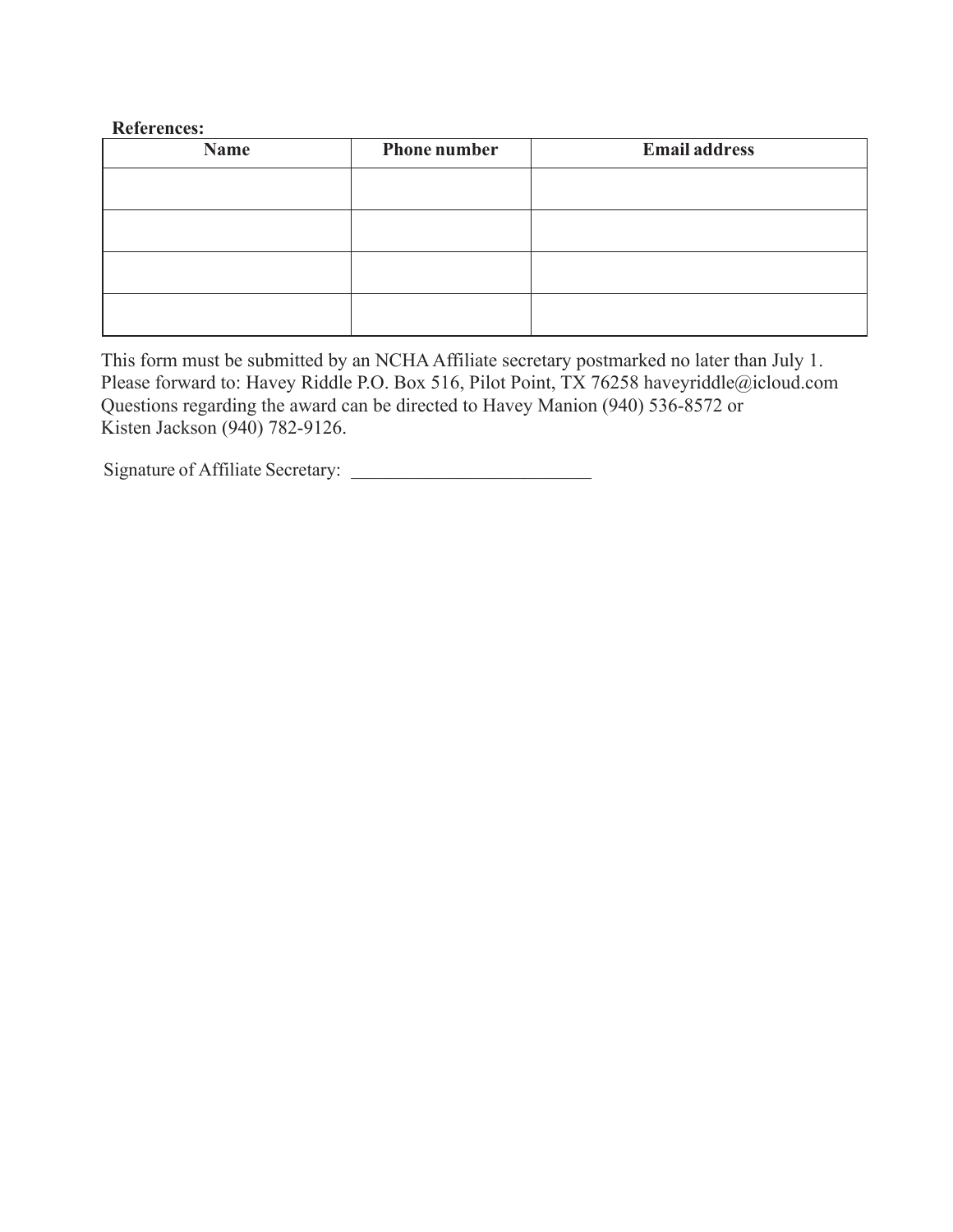**References:**

| Name | Phone number | Email address |
| --- | --- | --- |
| | | |
| | | |
| | | |
| | | |

This form must be submitted by an NCHA Affiliate secretary postmarked no later than July 1.
Please forward to: Havey Riddle P.O. Box 516, Pilot Point, TX 76258 haveyriddle@icloud.com
Questions regarding the award can be directed to Havey Manion (940) 536-8572 or
Kisten Jackson (940) 782-9126.

Signature of Affiliate Secretary: ___________________________